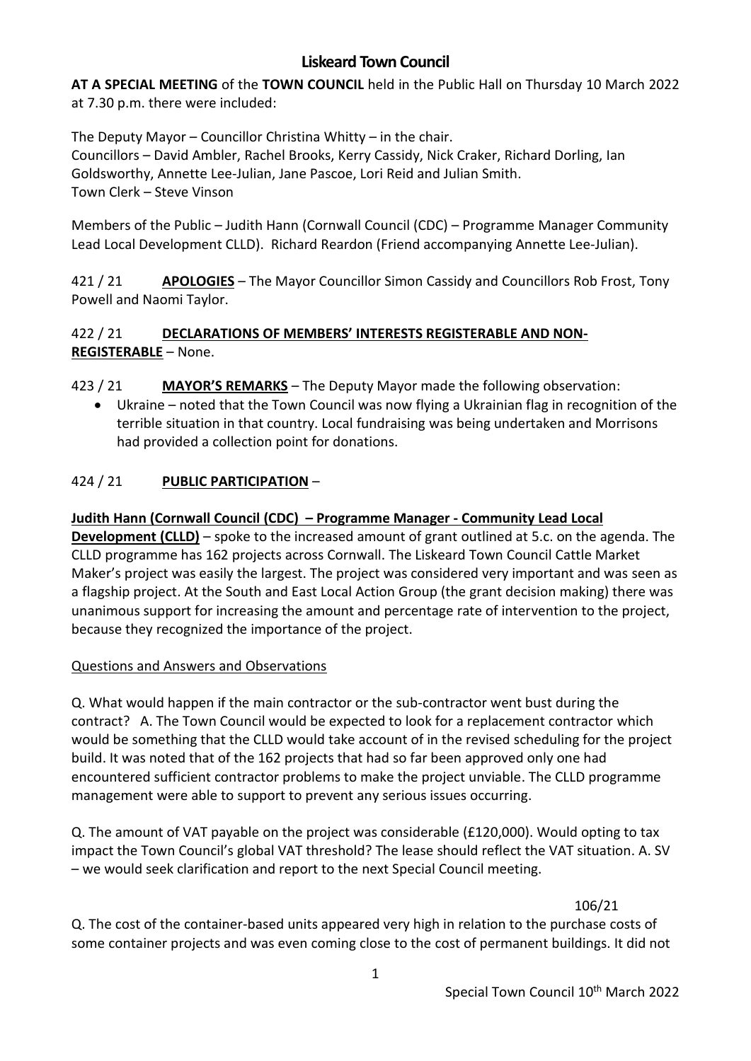# Liskeard Town Council

**AT A SPECIAL MEETING** of the **TOWN COUNCIL** held in the Public Hall on Thursday 10 March 2022 at 7.30 p.m. there were included:

The Deputy Mayor – Councillor Christina Whitty – in the chair.
Councillors – David Ambler, Rachel Brooks, Kerry Cassidy, Nick Craker, Richard Dorling, Ian Goldsworthy, Annette Lee-Julian, Jane Pascoe, Lori Reid and Julian Smith.
Town Clerk – Steve Vinson

Members of the Public – Judith Hann (Cornwall Council (CDC) – Programme Manager Community Lead Local Development CLLD). Richard Reardon (Friend accompanying Annette Lee-Julian).

421 / 21 **APOLOGIES** – The Mayor Councillor Simon Cassidy and Councillors Rob Frost, Tony Powell and Naomi Taylor.

422 / 21 **DECLARATIONS OF MEMBERS' INTERESTS REGISTERABLE AND NON-REGISTERABLE** – None.

423 / 21 **MAYOR'S REMARKS** – The Deputy Mayor made the following observation:

- Ukraine – noted that the Town Council was now flying a Ukrainian flag in recognition of the terrible situation in that country. Local fundraising was being undertaken and Morrisons had provided a collection point for donations.

424 / 21 **PUBLIC PARTICIPATION** –

**Judith Hann (Cornwall Council (CDC) – Programme Manager - Community Lead Local Development (CLLD)** – spoke to the increased amount of grant outlined at 5.c. on the agenda. The CLLD programme has 162 projects across Cornwall. The Liskeard Town Council Cattle Market Maker's project was easily the largest. The project was considered very important and was seen as a flagship project. At the South and East Local Action Group (the grant decision making) there was unanimous support for increasing the amount and percentage rate of intervention to the project, because they recognized the importance of the project.

Questions and Answers and Observations

Q. What would happen if the main contractor or the sub-contractor went bust during the contract? A. The Town Council would be expected to look for a replacement contractor which would be something that the CLLD would take account of in the revised scheduling for the project build. It was noted that of the 162 projects that had so far been approved only one had encountered sufficient contractor problems to make the project unviable. The CLLD programme management were able to support to prevent any serious issues occurring.

Q. The amount of VAT payable on the project was considerable (£120,000). Would opting to tax impact the Town Council's global VAT threshold? The lease should reflect the VAT situation. A. SV – we would seek clarification and report to the next Special Council meeting.

106/21

Q. The cost of the container-based units appeared very high in relation to the purchase costs of some container projects and was even coming close to the cost of permanent buildings. It did not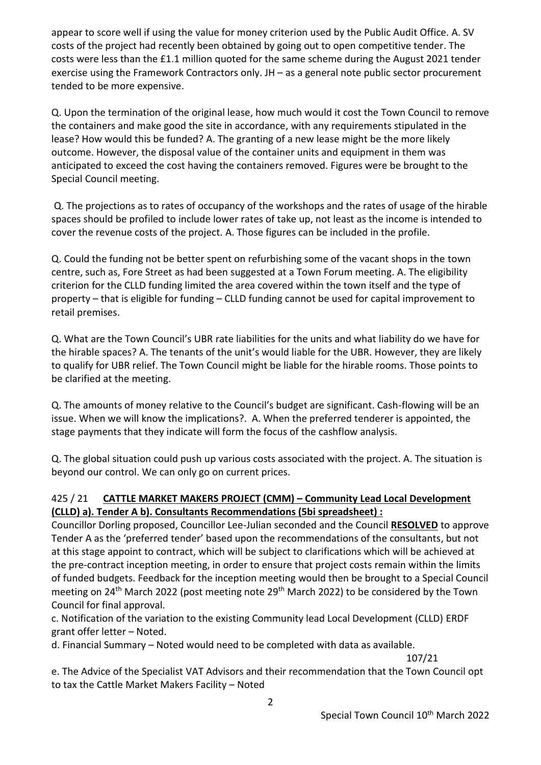appear to score well if using the value for money criterion used by the Public Audit Office. A. SV costs of the project had recently been obtained by going out to open competitive tender. The costs were less than the £1.1 million quoted for the same scheme during the August 2021 tender exercise using the Framework Contractors only. JH – as a general note public sector procurement tended to be more expensive.

Q. Upon the termination of the original lease, how much would it cost the Town Council to remove the containers and make good the site in accordance, with any requirements stipulated in the lease? How would this be funded? A. The granting of a new lease might be the more likely outcome. However, the disposal value of the container units and equipment in them was anticipated to exceed the cost having the containers removed. Figures were be brought to the Special Council meeting.

Q. The projections as to rates of occupancy of the workshops and the rates of usage of the hirable spaces should be profiled to include lower rates of take up, not least as the income is intended to cover the revenue costs of the project. A. Those figures can be included in the profile.

Q. Could the funding not be better spent on refurbishing some of the vacant shops in the town centre, such as, Fore Street as had been suggested at a Town Forum meeting. A. The eligibility criterion for the CLLD funding limited the area covered within the town itself and the type of property – that is eligible for funding – CLLD funding cannot be used for capital improvement to retail premises.

Q. What are the Town Council's UBR rate liabilities for the units and what liability do we have for the hirable spaces? A. The tenants of the unit's would liable for the UBR. However, they are likely to qualify for UBR relief. The Town Council might be liable for the hirable rooms. Those points to be clarified at the meeting.

Q. The amounts of money relative to the Council's budget are significant. Cash-flowing will be an issue. When we will know the implications?. A. When the preferred tenderer is appointed, the stage payments that they indicate will form the focus of the cashflow analysis.

Q. The global situation could push up various costs associated with the project. A. The situation is beyond our control. We can only go on current prices.

### 425 / 21 **CATTLE MARKET MAKERS PROJECT (CMM) – Community Lead Local Development (CLLD) a). Tender A b). Consultants Recommendations (5bi spreadsheet) :**

Councillor Dorling proposed, Councillor Lee-Julian seconded and the Council **RESOLVED** to approve Tender A as the 'preferred tender' based upon the recommendations of the consultants, but not at this stage appoint to contract, which will be subject to clarifications which will be achieved at the pre-contract inception meeting, in order to ensure that project costs remain within the limits of funded budgets. Feedback for the inception meeting would then be brought to a Special Council meeting on 24th March 2022 (post meeting note 29th March 2022) to be considered by the Town Council for final approval.

c. Notification of the variation to the existing Community lead Local Development (CLLD) ERDF grant offer letter – Noted.

d. Financial Summary – Noted would need to be completed with data as available.

107/21

e. The Advice of the Specialist VAT Advisors and their recommendation that the Town Council opt to tax the Cattle Market Makers Facility – Noted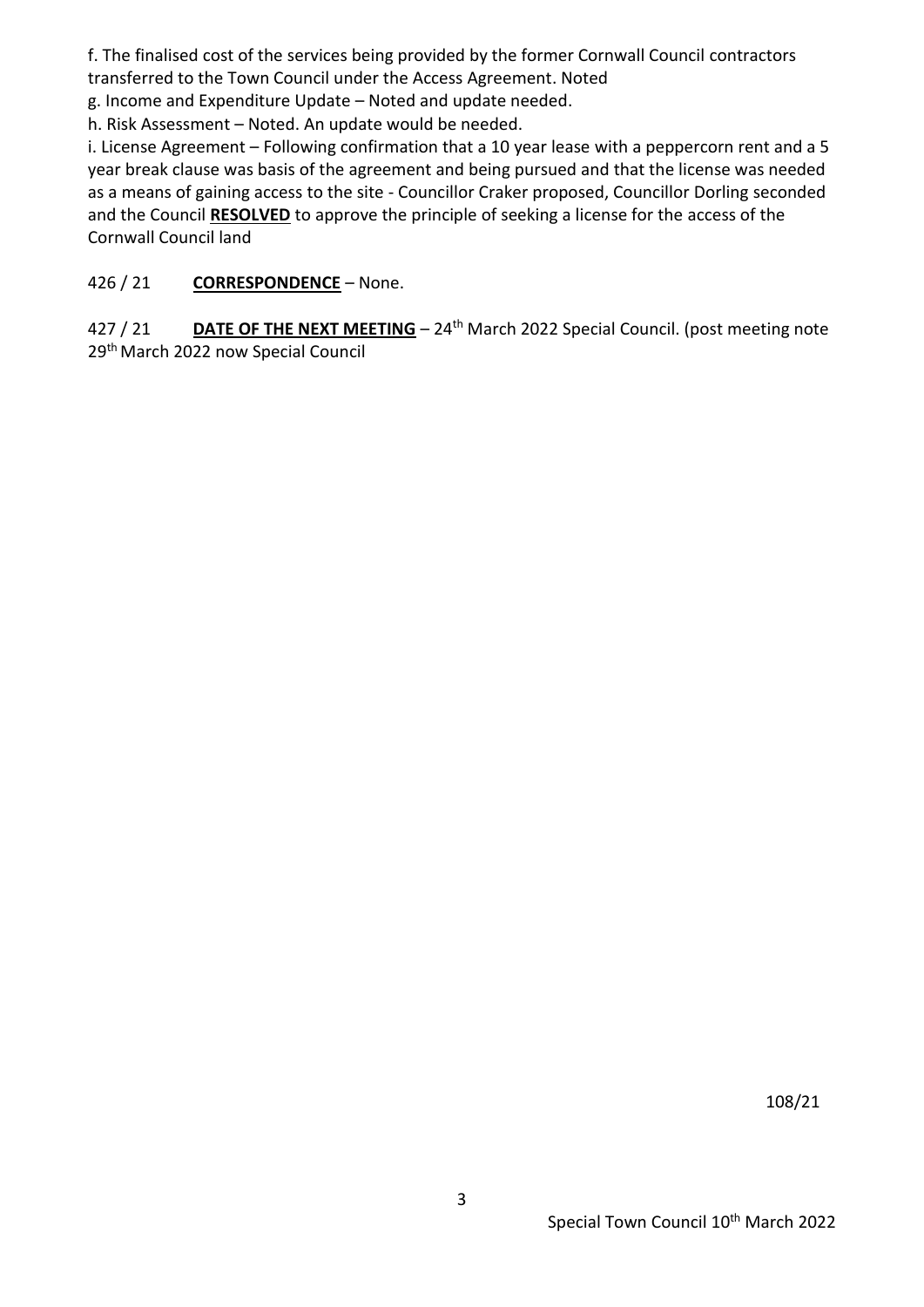f. The finalised cost of the services being provided by the former Cornwall Council contractors transferred to the Town Council under the Access Agreement. Noted

g. Income and Expenditure Update – Noted and update needed.

h. Risk Assessment – Noted. An update would be needed.

i. License Agreement – Following confirmation that a 10 year lease with a peppercorn rent and a 5 year break clause was basis of the agreement and being pursued and that the license was needed as a means of gaining access to the site - Councillor Craker proposed, Councillor Dorling seconded and the Council **RESOLVED** to approve the principle of seeking a license for the access of the Cornwall Council land

426 / 21 **CORRESPONDENCE** – None.

427 / 21 **DATE OF THE NEXT MEETING** – 24th March 2022 Special Council. (post meeting note 29th March 2022 now Special Council

108/21